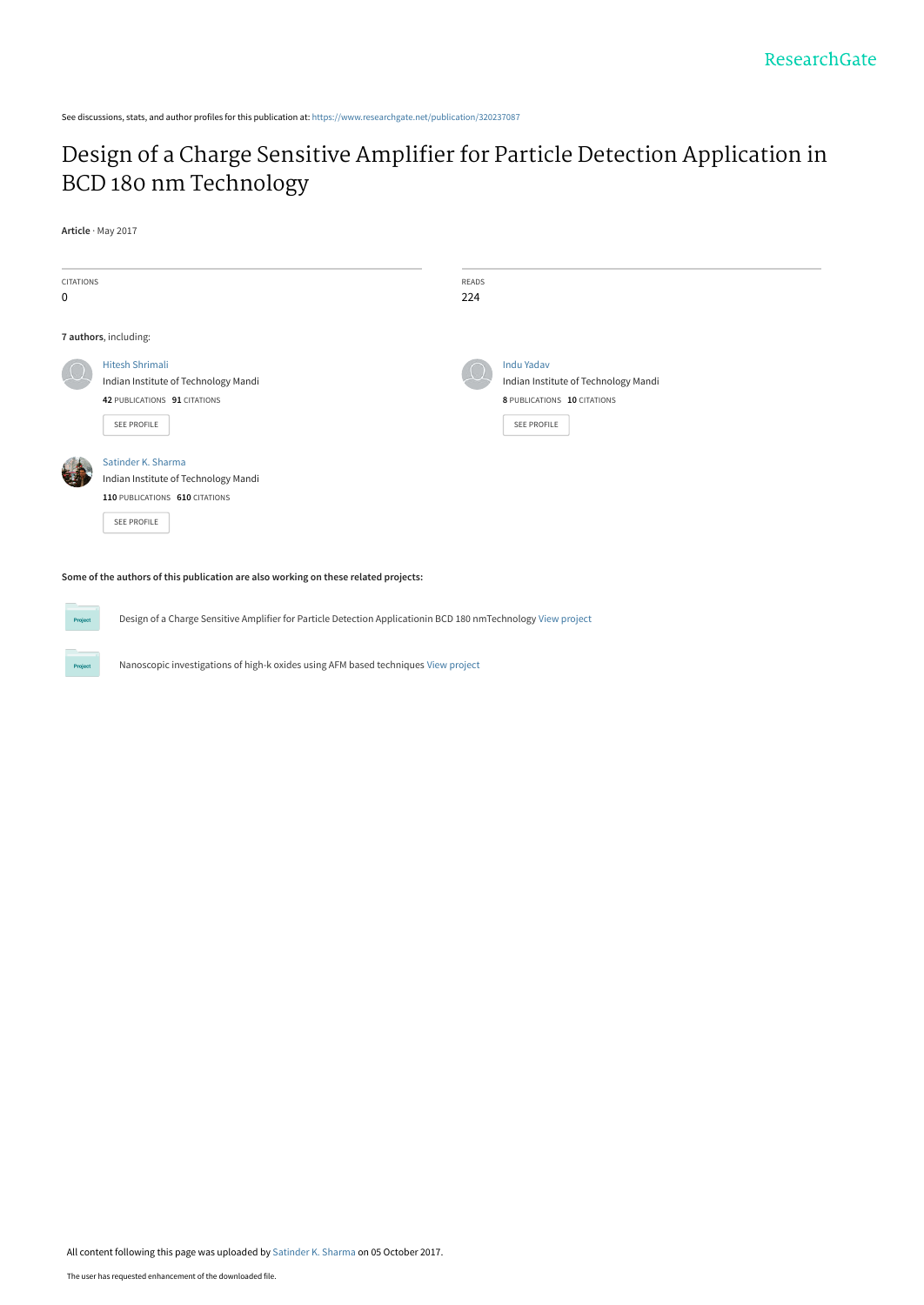See discussions, stats, and author profiles for this publication at: https://www.researchgate.net/publication/320237087

# Design of a Charge Sensitive Amplifier for Particle Detection Application in BCD 180 nm Technology

**Article** · May 2017

CITATIONS
0

READS
224

**7 authors**, including:

Hitesh Shrimali
Indian Institute of Technology Mandi
**42** PUBLICATIONS **91** CITATIONS

SEE PROFILE

Indu Yadav
Indian Institute of Technology Mandi
**8** PUBLICATIONS **10** CITATIONS

SEE PROFILE

Satinder K. Sharma
Indian Institute of Technology Mandi
**110** PUBLICATIONS **610** CITATIONS

SEE PROFILE

**Some of the authors of this publication are also working on these related projects:**

Design of a Charge Sensitive Amplifier for Particle Detection Applicationin BCD 180 nmTechnology View project

Nanoscopic investigations of high-k oxides using AFM based techniques View project

All content following this page was uploaded by Satinder K. Sharma on 05 October 2017.

The user has requested enhancement of the downloaded file.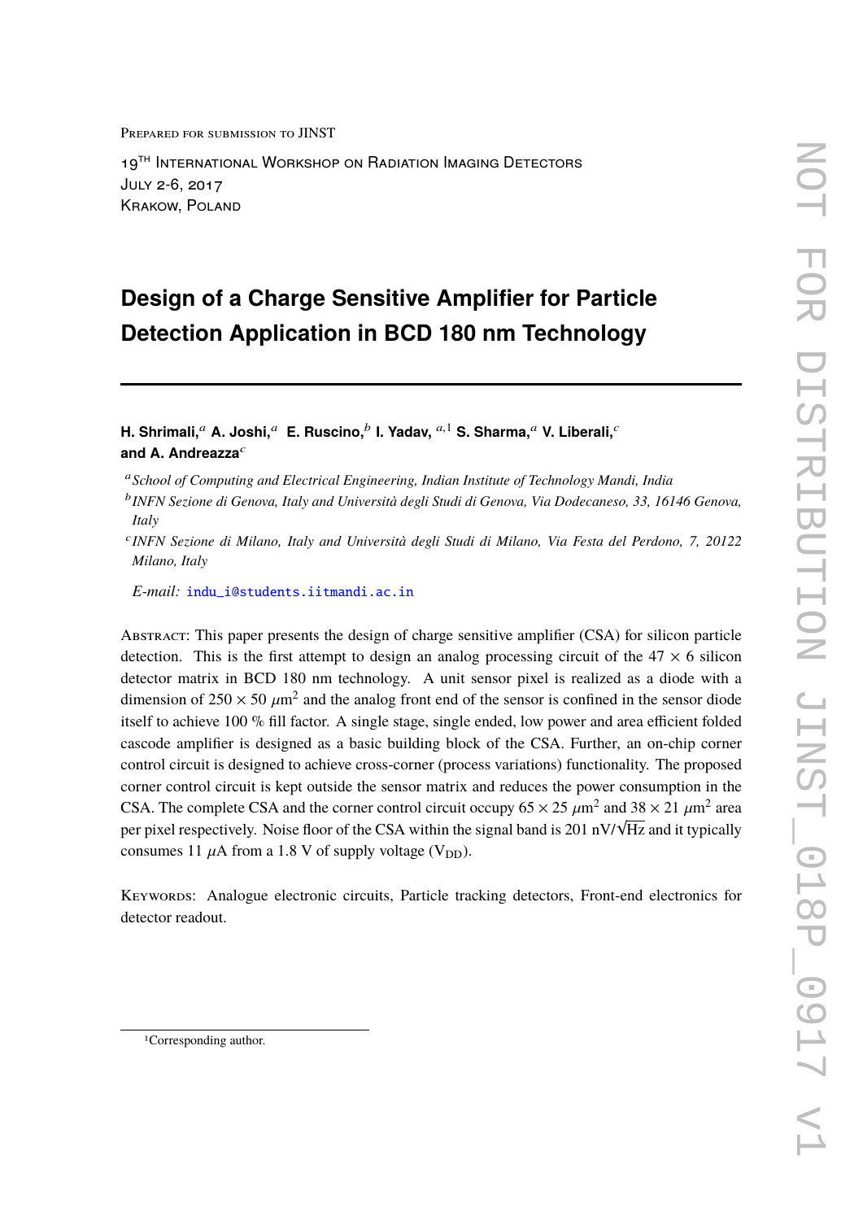Prepared for submission to JINST

19[TH] International Workshop on Radiation Imaging Detectors
July 2-6, 2017
Krakow, Poland

# Design of a Charge Sensitive Amplifier for Particle Detection Application in BCD 180 nm Technology

**H. Shrimali,**[a] **A. Joshi,**[a] **E. Ruscino,**[b] **I. Yadav,**[a,1] **S. Sharma,**[a] **V. Liberali,**[c] **and A. Andreazza**[c]

[a] *School of Computing and Electrical Engineering, Indian Institute of Technology Mandi, India*

[b] *INFN Sezione di Genova, Italy and Università degli Studi di Genova, Via Dodecaneso, 33, 16146 Genova, Italy*

[c] *INFN Sezione di Milano, Italy and Università degli Studi di Milano, Via Festa del Perdono, 7, 20122 Milano, Italy*

*E-mail:* indu_i@students.iitmandi.ac.in

Abstract: This paper presents the design of charge sensitive amplifier (CSA) for silicon particle detection. This is the first attempt to design an analog processing circuit of the $47 \times 6$ silicon detector matrix in BCD 180 nm technology. A unit sensor pixel is realized as a diode with a dimension of $250 \times 50$ $\mu$m$^2$ and the analog front end of the sensor is confined in the sensor diode itself to achieve 100 % fill factor. A single stage, single ended, low power and area efficient folded cascode amplifier is designed as a basic building block of the CSA. Further, an on-chip corner control circuit is designed to achieve cross-corner (process variations) functionality. The proposed corner control circuit is kept outside the sensor matrix and reduces the power consumption in the CSA. The complete CSA and the corner control circuit occupy $65 \times 25$ $\mu$m$^2$ and $38 \times 21$ $\mu$m$^2$ area per pixel respectively. Noise floor of the CSA within the signal band is 201 nV/$\sqrt{\text{Hz}}$ and it typically consumes 11 $\mu$A from a 1.8 V of supply voltage ($V_{DD}$).

Keywords: Analogue electronic circuits, Particle tracking detectors, Front-end electronics for detector readout.

[1] Corresponding author.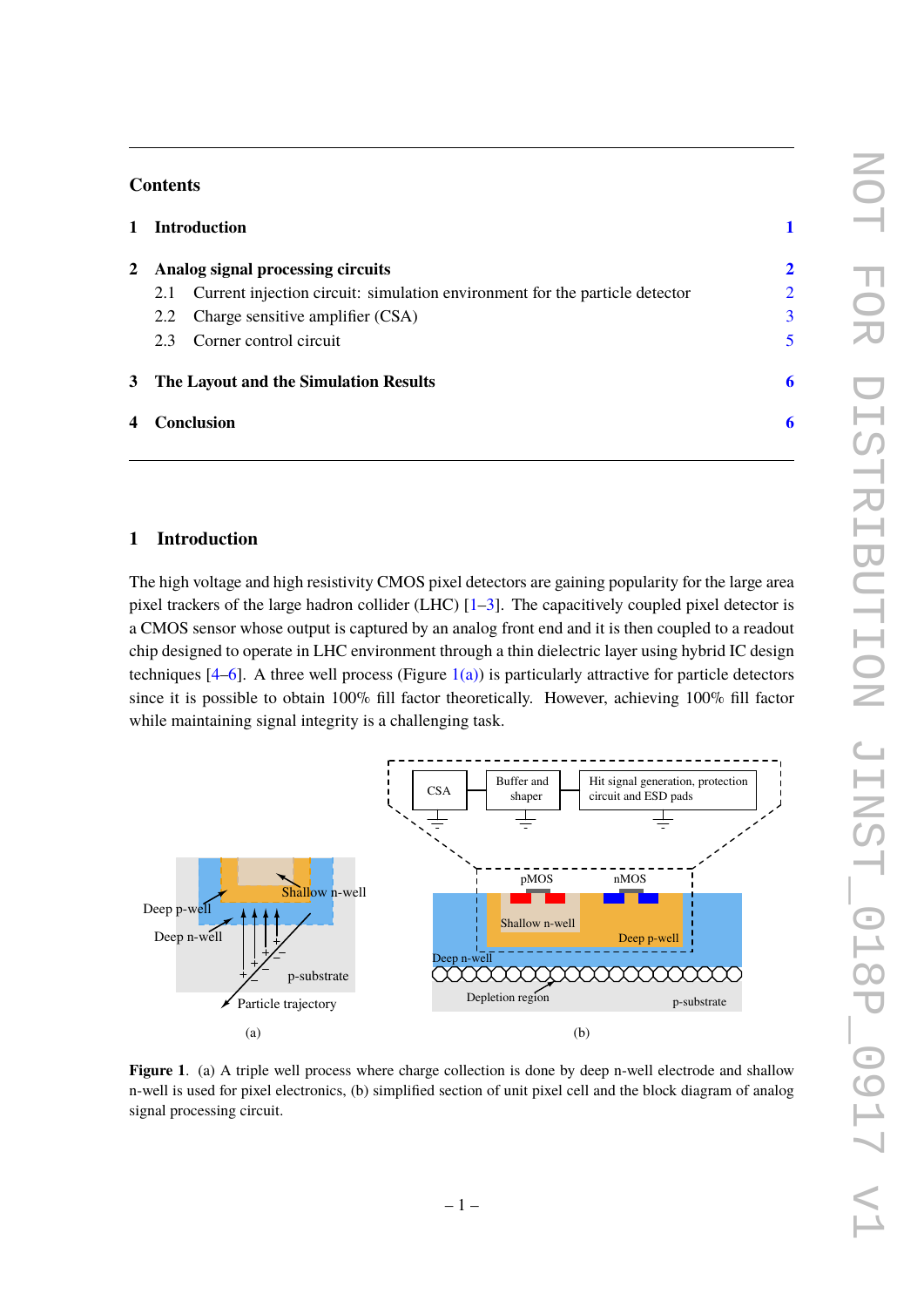## Contents

| | | |
|---|---|---|
| **1** | **Introduction** | **1** |
| **2** | **Analog signal processing circuits** | **2** |
| | 2.1 Current injection circuit: simulation environment for the particle detector | 2 |
| | 2.2 Charge sensitive amplifier (CSA) | 3 |
| | 2.3 Corner control circuit | 5 |
| **3** | **The Layout and the Simulation Results** | **6** |
| **4** | **Conclusion** | **6** |

## 1 Introduction

The high voltage and high resistivity CMOS pixel detectors are gaining popularity for the large area pixel trackers of the large hadron collider (LHC) [1–3]. The capacitively coupled pixel detector is a CMOS sensor whose output is captured by an analog front end and it is then coupled to a readout chip designed to operate in LHC environment through a thin dielectric layer using hybrid IC design techniques [4–6]. A three well process (Figure 1(a)) is particularly attractive for particle detectors since it is possible to obtain 100% fill factor theoretically. However, achieving 100% fill factor while maintaining signal integrity is a challenging task.

**Figure 1**. (a) A triple well process where charge collection is done by deep n-well electrode and shallow n-well is used for pixel electronics, (b) simplified section of unit pixel cell and the block diagram of analog signal processing circuit.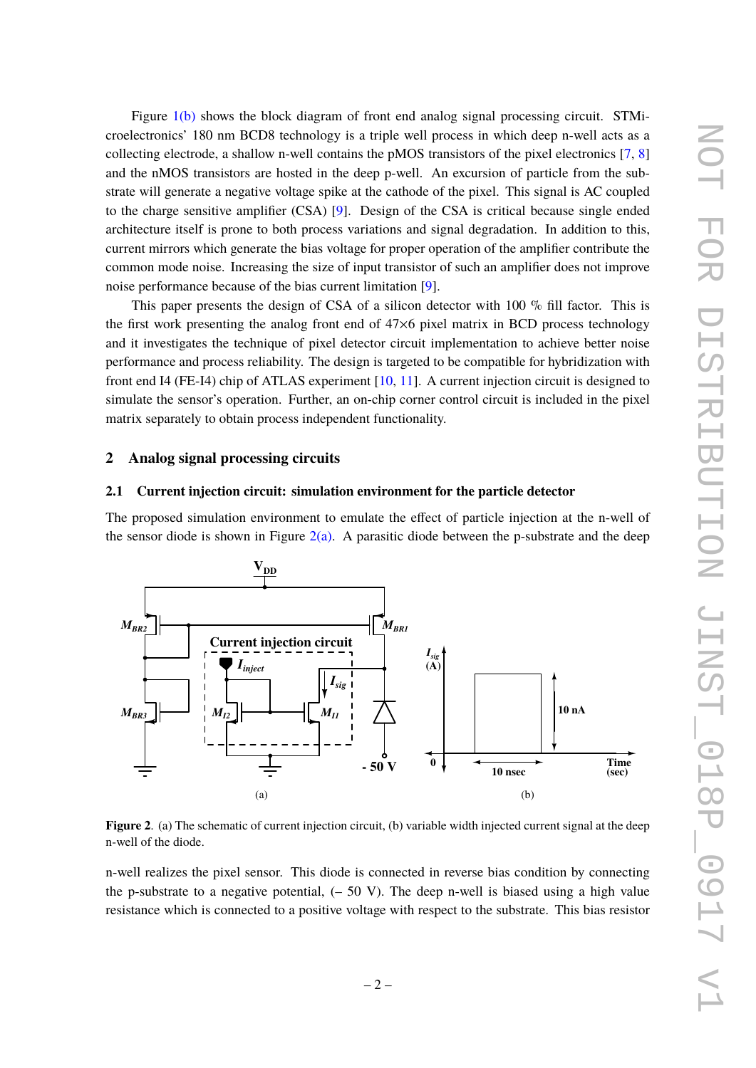Figure 1(b) shows the block diagram of front end analog signal processing circuit. STMicroelectronics' 180 nm BCD8 technology is a triple well process in which deep n-well acts as a collecting electrode, a shallow n-well contains the pMOS transistors of the pixel electronics [7, 8] and the nMOS transistors are hosted in the deep p-well. An excursion of particle from the substrate will generate a negative voltage spike at the cathode of the pixel. This signal is AC coupled to the charge sensitive amplifier (CSA) [9]. Design of the CSA is critical because single ended architecture itself is prone to both process variations and signal degradation. In addition to this, current mirrors which generate the bias voltage for proper operation of the amplifier contribute the common mode noise. Increasing the size of input transistor of such an amplifier does not improve noise performance because of the bias current limitation [9].

This paper presents the design of CSA of a silicon detector with 100 % fill factor. This is the first work presenting the analog front end of 47×6 pixel matrix in BCD process technology and it investigates the technique of pixel detector circuit implementation to achieve better noise performance and process reliability. The design is targeted to be compatible for hybridization with front end I4 (FE-I4) chip of ATLAS experiment [10, 11]. A current injection circuit is designed to simulate the sensor's operation. Further, an on-chip corner control circuit is included in the pixel matrix separately to obtain process independent functionality.

## 2 Analog signal processing circuits

### 2.1 Current injection circuit: simulation environment for the particle detector

The proposed simulation environment to emulate the effect of particle injection at the n-well of the sensor diode is shown in Figure 2(a). A parasitic diode between the p-substrate and the deep

**Figure 2**. (a) The schematic of current injection circuit, (b) variable width injected current signal at the deep n-well of the diode.

n-well realizes the pixel sensor. This diode is connected in reverse bias condition by connecting the p-substrate to a negative potential, (– 50 V). The deep n-well is biased using a high value resistance which is connected to a positive voltage with respect to the substrate. This bias resistor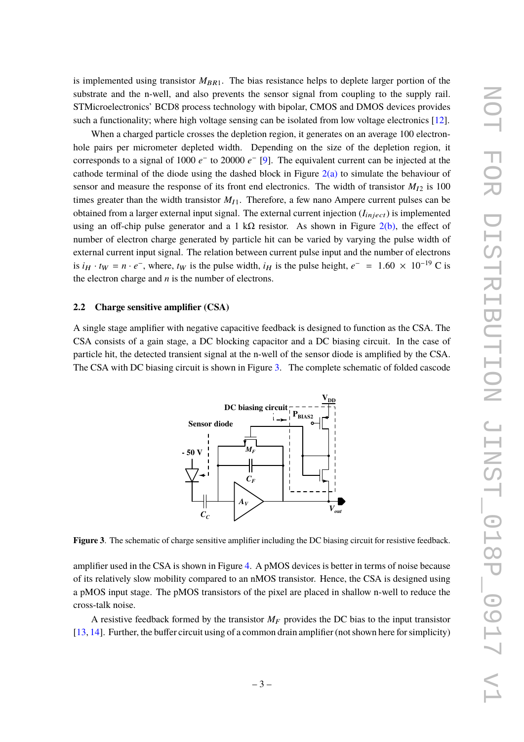is implemented using transistor $M_{BR1}$. The bias resistance helps to deplete larger portion of the substrate and the n-well, and also prevents the sensor signal from coupling to the supply rail. STMicroelectronics' BCD8 process technology with bipolar, CMOS and DMOS devices provides such a functionality; where high voltage sensing can be isolated from low voltage electronics [12].

When a charged particle crosses the depletion region, it generates on an average 100 electron-hole pairs per micrometer depleted width. Depending on the size of the depletion region, it corresponds to a signal of 1000 $e^-$ to 20000 $e^-$ [9]. The equivalent current can be injected at the cathode terminal of the diode using the dashed block in Figure 2(a) to simulate the behaviour of sensor and measure the response of its front end electronics. The width of transistor $M_{I2}$ is 100 times greater than the width transistor $M_{I1}$. Therefore, a few nano Ampere current pulses can be obtained from a larger external input signal. The external current injection ($I_{inject}$) is implemented using an off-chip pulse generator and a 1 kΩ resistor. As shown in Figure 2(b), the effect of number of electron charge generated by particle hit can be varied by varying the pulse width of external current input signal. The relation between current pulse input and the number of electrons is $i_H \cdot t_W = n \cdot e^-$, where, $t_W$ is the pulse width, $i_H$ is the pulse height, $e^- = 1.60 \times 10^{-19}$ C is the electron charge and $n$ is the number of electrons.

### 2.2 Charge sensitive amplifier (CSA)

A single stage amplifier with negative capacitive feedback is designed to function as the CSA. The CSA consists of a gain stage, a DC blocking capacitor and a DC biasing circuit. In the case of particle hit, the detected transient signal at the n-well of the sensor diode is amplified by the CSA. The CSA with DC biasing circuit is shown in Figure 3. The complete schematic of folded cascode amplifier used in the CSA is shown in Figure 4. A pMOS devices is better in terms of noise because of its relatively slow mobility compared to an nMOS transistor. Hence, the CSA is designed using a pMOS input stage. The pMOS transistors of the pixel are placed in shallow n-well to reduce the cross-talk noise.

**Figure 3**. The schematic of charge sensitive amplifier including the DC biasing circuit for resistive feedback.

A resistive feedback formed by the transistor $M_F$ provides the DC bias to the input transistor [13, 14]. Further, the buffer circuit using of a common drain amplifier (not shown here for simplicity)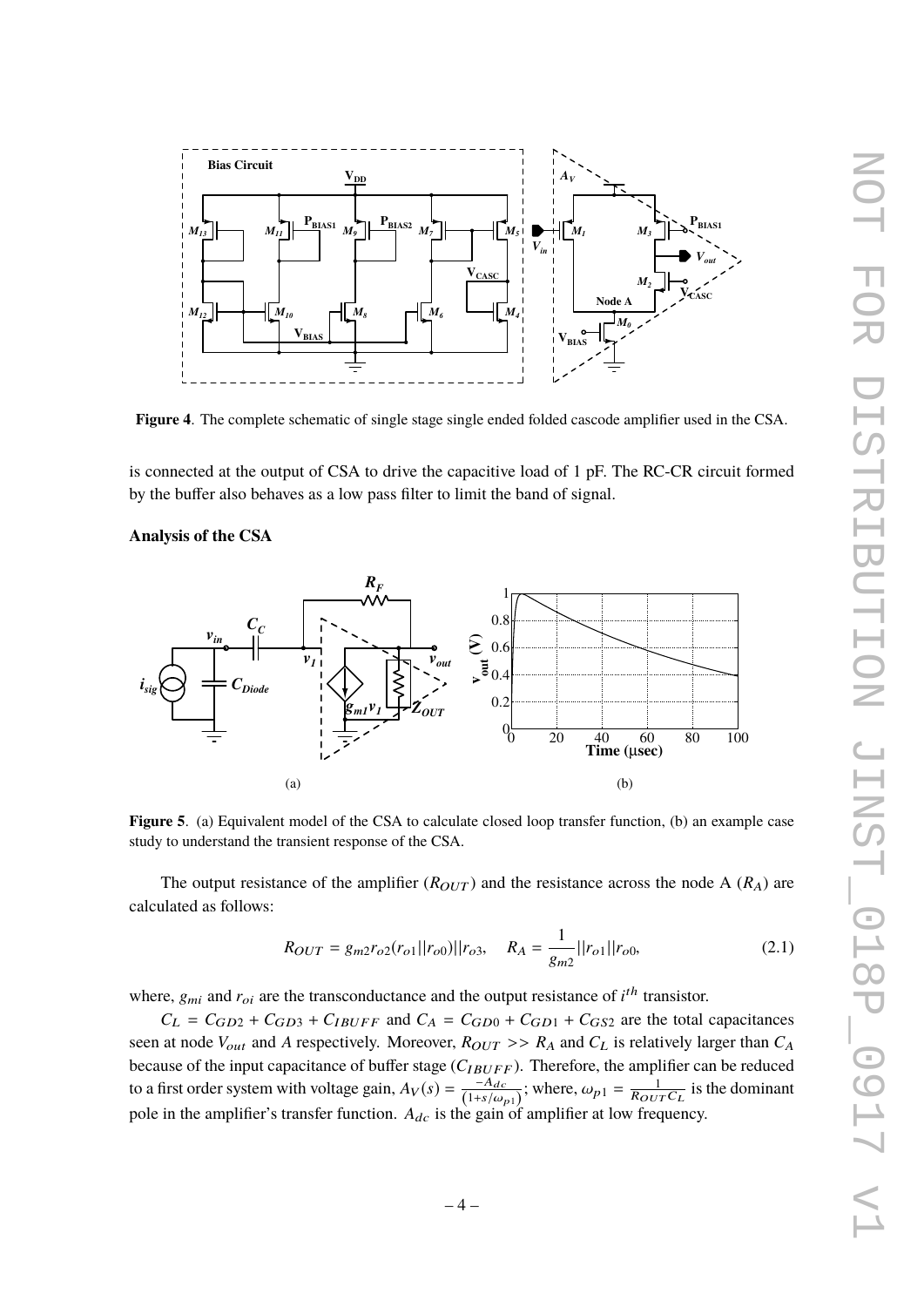**Figure 4**. The complete schematic of single stage single ended folded cascode amplifier used in the CSA.

is connected at the output of CSA to drive the capacitive load of 1 pF. The RC-CR circuit formed by the buffer also behaves as a low pass filter to limit the band of signal.

### Analysis of the CSA

**Figure 5**. (a) Equivalent model of the CSA to calculate closed loop transfer function, (b) an example case study to understand the transient response of the CSA.

The output resistance of the amplifier ($R_{OUT}$) and the resistance across the node A ($R_A$) are calculated as follows:

$$R_{OUT} = g_{m2}r_{o2}(r_{o1}||r_{o0})||r_{o3}, \quad R_A = \frac{1}{g_{m2}}||r_{o1}||r_{o0}, \tag{2.1}$$

where, $g_{mi}$ and $r_{oi}$ are the transconductance and the output resistance of $i^{th}$ transistor.

$C_L = C_{GD2} + C_{GD3} + C_{IBUFF}$ and $C_A = C_{GD0} + C_{GD1} + C_{GS2}$ are the total capacitances seen at node $V_{out}$ and $A$ respectively. Moreover, $R_{OUT} >> R_A$ and $C_L$ is relatively larger than $C_A$ because of the input capacitance of buffer stage ($C_{IBUFF}$). Therefore, the amplifier can be reduced to a first order system with voltage gain, $A_V(s) = \frac{-A_{dc}}{(1+s/\omega_{p1})}$; where, $\omega_{p1} = \frac{1}{R_{OUT}C_L}$ is the dominant pole in the amplifier's transfer function. $A_{dc}$ is the gain of amplifier at low frequency.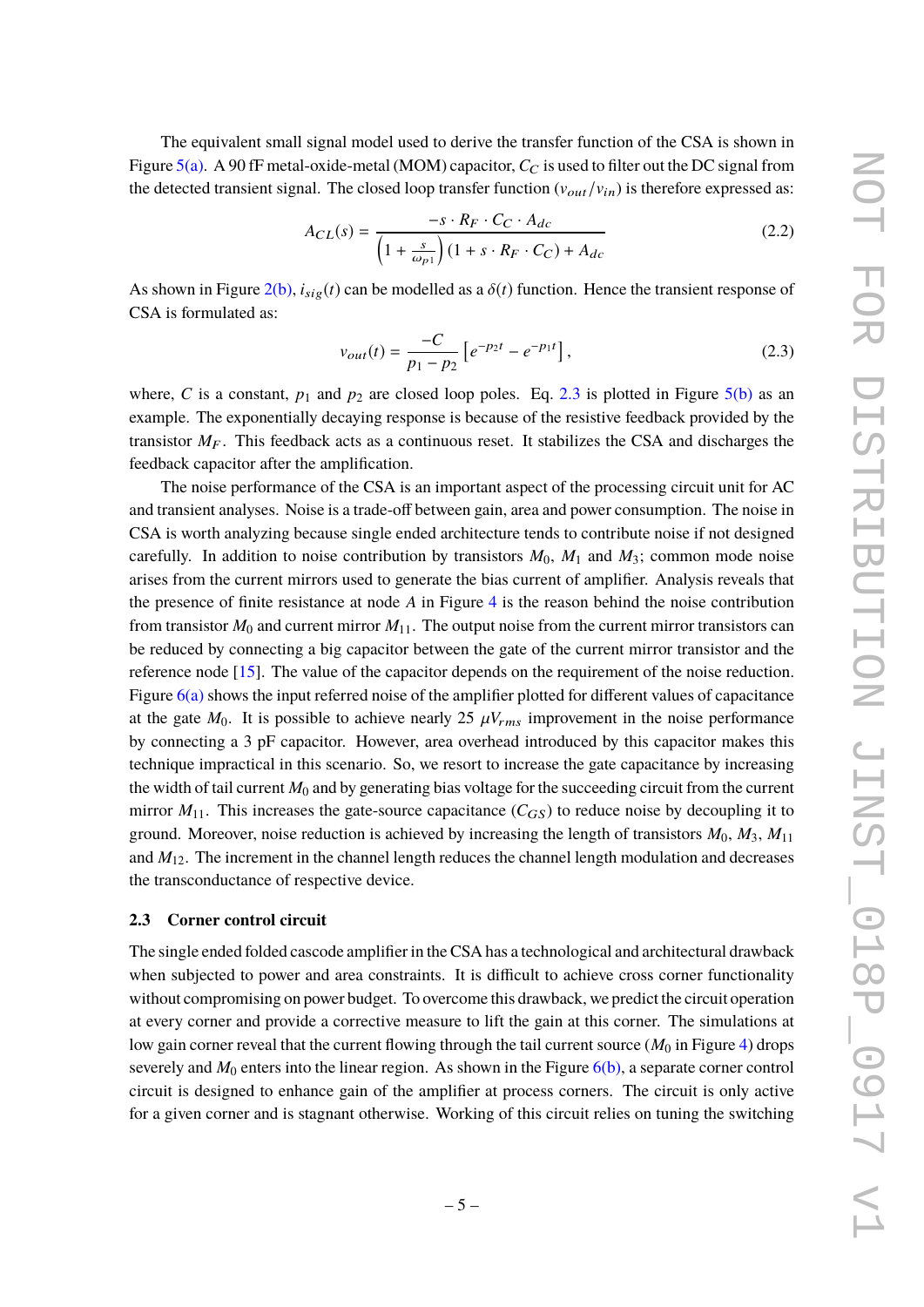The equivalent small signal model used to derive the transfer function of the CSA is shown in Figure 5(a). A 90 fF metal-oxide-metal (MOM) capacitor, $C_C$ is used to filter out the DC signal from the detected transient signal. The closed loop transfer function ($v_{out}/v_{in}$) is therefore expressed as:

$$A_{CL}(s) = \frac{-s \cdot R_F \cdot C_C \cdot A_{dc}}{\left(1 + \frac{s}{\omega_{p1}}\right)(1 + s \cdot R_F \cdot C_C) + A_{dc}} \tag{2.2}$$

As shown in Figure 2(b), $i_{sig}(t)$ can be modelled as a $\delta(t)$ function. Hence the transient response of CSA is formulated as:

$$v_{out}(t) = \frac{-C}{p_1 - p_2}\left[e^{-p_2 t} - e^{-p_1 t}\right], \tag{2.3}$$

where, $C$ is a constant, $p_1$ and $p_2$ are closed loop poles. Eq. 2.3 is plotted in Figure 5(b) as an example. The exponentially decaying response is because of the resistive feedback provided by the transistor $M_F$. This feedback acts as a continuous reset. It stabilizes the CSA and discharges the feedback capacitor after the amplification.

The noise performance of the CSA is an important aspect of the processing circuit unit for AC and transient analyses. Noise is a trade-off between gain, area and power consumption. The noise in CSA is worth analyzing because single ended architecture tends to contribute noise if not designed carefully. In addition to noise contribution by transistors $M_0$, $M_1$ and $M_3$; common mode noise arises from the current mirrors used to generate the bias current of amplifier. Analysis reveals that the presence of finite resistance at node $A$ in Figure 4 is the reason behind the noise contribution from transistor $M_0$ and current mirror $M_{11}$. The output noise from the current mirror transistors can be reduced by connecting a big capacitor between the gate of the current mirror transistor and the reference node [15]. The value of the capacitor depends on the requirement of the noise reduction. Figure 6(a) shows the input referred noise of the amplifier plotted for different values of capacitance at the gate $M_0$. It is possible to achieve nearly 25 $\mu V_{rms}$ improvement in the noise performance by connecting a 3 pF capacitor. However, area overhead introduced by this capacitor makes this technique impractical in this scenario. So, we resort to increase the gate capacitance by increasing the width of tail current $M_0$ and by generating bias voltage for the succeeding circuit from the current mirror $M_{11}$. This increases the gate-source capacitance ($C_{GS}$) to reduce noise by decoupling it to ground. Moreover, noise reduction is achieved by increasing the length of transistors $M_0$, $M_3$, $M_{11}$ and $M_{12}$. The increment in the channel length reduces the channel length modulation and decreases the transconductance of respective device.

### 2.3 Corner control circuit

The single ended folded cascode amplifier in the CSA has a technological and architectural drawback when subjected to power and area constraints. It is difficult to achieve cross corner functionality without compromising on power budget. To overcome this drawback, we predict the circuit operation at every corner and provide a corrective measure to lift the gain at this corner. The simulations at low gain corner reveal that the current flowing through the tail current source ($M_0$ in Figure 4) drops severely and $M_0$ enters into the linear region. As shown in the Figure 6(b), a separate corner control circuit is designed to enhance gain of the amplifier at process corners. The circuit is only active for a given corner and is stagnant otherwise. Working of this circuit relies on tuning the switching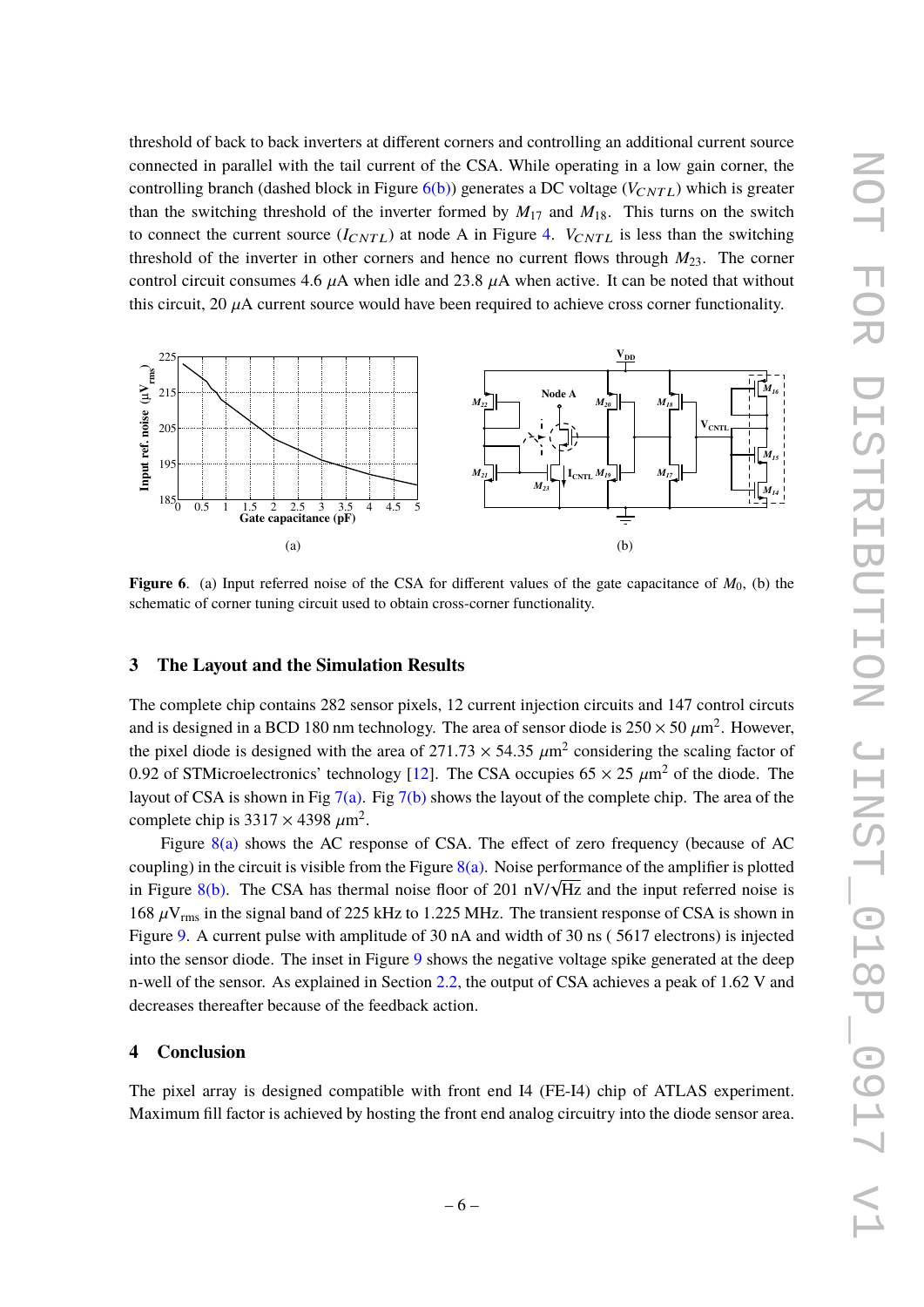threshold of back to back inverters at different corners and controlling an additional current source connected in parallel with the tail current of the CSA. While operating in a low gain corner, the controlling branch (dashed block in Figure 6(b)) generates a DC voltage ($V_{CNTL}$) which is greater than the switching threshold of the inverter formed by $M_{17}$ and $M_{18}$. This turns on the switch to connect the current source ($I_{CNTL}$) at node A in Figure 4. $V_{CNTL}$ is less than the switching threshold of the inverter in other corners and hence no current flows through $M_{23}$. The corner control circuit consumes 4.6 $\mu$A when idle and 23.8 $\mu$A when active. It can be noted that without this circuit, 20 $\mu$A current source would have been required to achieve cross corner functionality.

**Figure 6**. (a) Input referred noise of the CSA for different values of the gate capacitance of $M_0$, (b) the schematic of corner tuning circuit used to obtain cross-corner functionality.

## 3 The Layout and the Simulation Results

The complete chip contains 282 sensor pixels, 12 current injection circuits and 147 control circuts and is designed in a BCD 180 nm technology. The area of sensor diode is $250 \times 50$ $\mu$m$^2$. However, the pixel diode is designed with the area of $271.73 \times 54.35$ $\mu$m$^2$ considering the scaling factor of 0.92 of STMicroelectronics' technology [12]. The CSA occupies $65 \times 25$ $\mu$m$^2$ of the diode. The layout of CSA is shown in Fig 7(a). Fig 7(b) shows the layout of the complete chip. The area of the complete chip is $3317 \times 4398$ $\mu$m$^2$.

Figure 8(a) shows the AC response of CSA. The effect of zero frequency (because of AC coupling) in the circuit is visible from the Figure 8(a). Noise performance of the amplifier is plotted in Figure 8(b). The CSA has thermal noise floor of 201 nV/$\sqrt{\text{Hz}}$ and the input referred noise is 168 $\mu$V$_{\text{rms}}$ in the signal band of 225 kHz to 1.225 MHz. The transient response of CSA is shown in Figure 9. A current pulse with amplitude of 30 nA and width of 30 ns ( 5617 electrons) is injected into the sensor diode. The inset in Figure 9 shows the negative voltage spike generated at the deep n-well of the sensor. As explained in Section 2.2, the output of CSA achieves a peak of 1.62 V and decreases thereafter because of the feedback action.

## 4 Conclusion

The pixel array is designed compatible with front end I4 (FE-I4) chip of ATLAS experiment. Maximum fill factor is achieved by hosting the front end analog circuitry into the diode sensor area.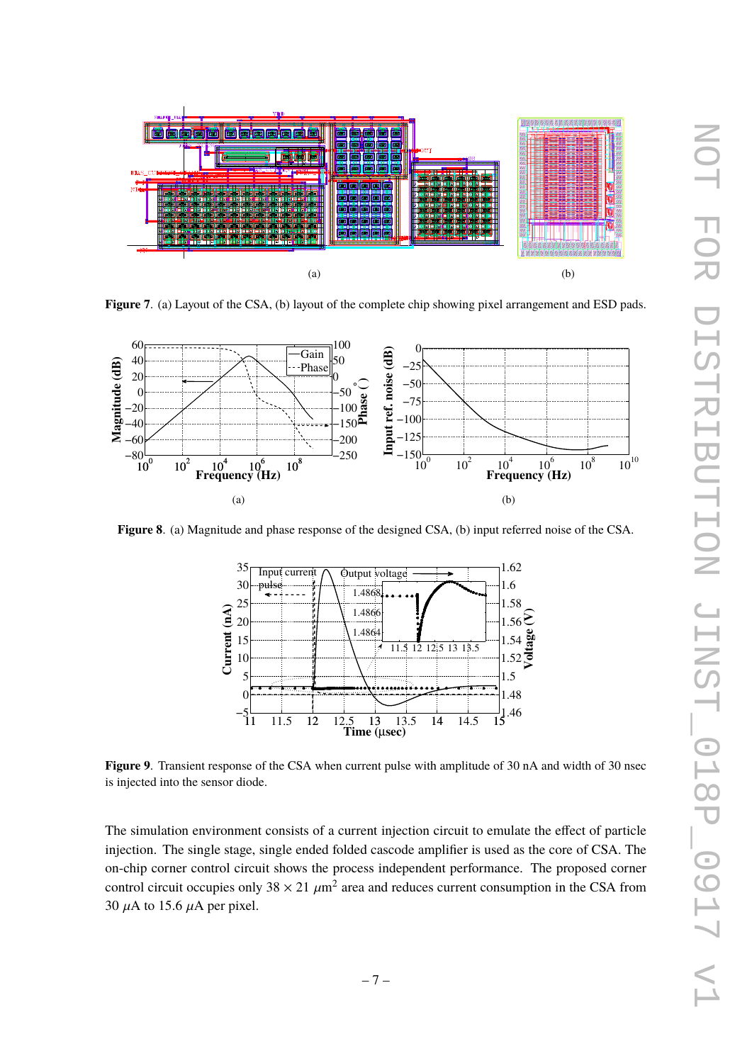Figure 7. (a) Layout of the CSA, (b) layout of the complete chip showing pixel arrangement and ESD pads.

Figure 8. (a) Magnitude and phase response of the designed CSA, (b) input referred noise of the CSA.

Figure 9. Transient response of the CSA when current pulse with amplitude of 30 nA and width of 30 nsec is injected into the sensor diode.

The simulation environment consists of a current injection circuit to emulate the effect of particle injection. The single stage, single ended folded cascode amplifier is used as the core of CSA. The on-chip corner control circuit shows the process independent performance. The proposed corner control circuit occupies only $38 \times 21$ $\mu$m$^2$ area and reduces current consumption in the CSA from 30 $\mu$A to 15.6 $\mu$A per pixel.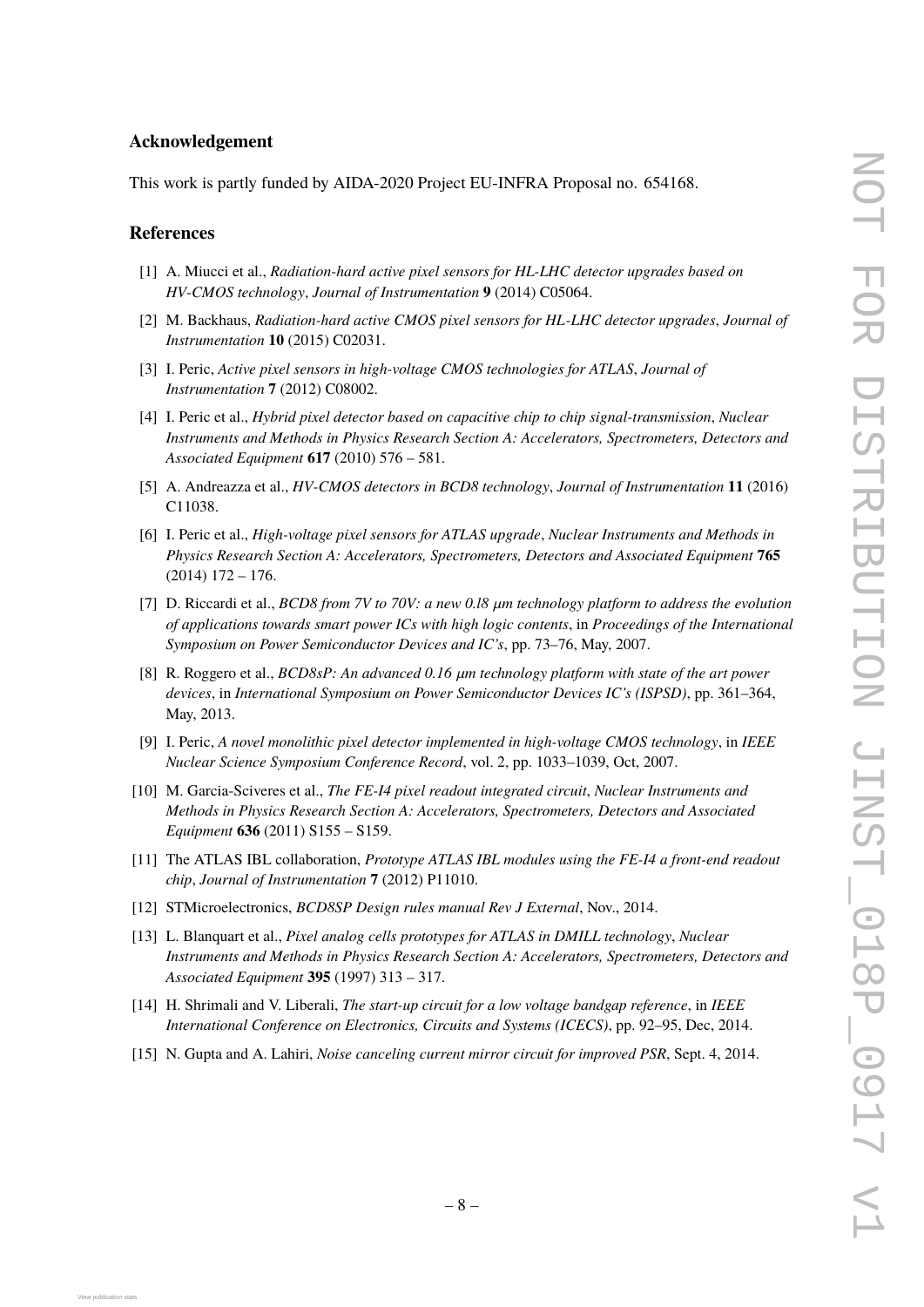### Acknowledgement

This work is partly funded by AIDA-2020 Project EU-INFRA Proposal no. 654168.

### References

[1] A. Miucci et al., *Radiation-hard active pixel sensors for HL-LHC detector upgrades based on HV-CMOS technology*, *Journal of Instrumentation* **9** (2014) C05064.

[2] M. Backhaus, *Radiation-hard active CMOS pixel sensors for HL-LHC detector upgrades*, *Journal of Instrumentation* **10** (2015) C02031.

[3] I. Peric, *Active pixel sensors in high-voltage CMOS technologies for ATLAS*, *Journal of Instrumentation* **7** (2012) C08002.

[4] I. Peric et al., *Hybrid pixel detector based on capacitive chip to chip signal-transmission*, *Nuclear Instruments and Methods in Physics Research Section A: Accelerators, Spectrometers, Detectors and Associated Equipment* **617** (2010) 576 – 581.

[5] A. Andreazza et al., *HV-CMOS detectors in BCD8 technology*, *Journal of Instrumentation* **11** (2016) C11038.

[6] I. Peric et al., *High-voltage pixel sensors for ATLAS upgrade*, *Nuclear Instruments and Methods in Physics Research Section A: Accelerators, Spectrometers, Detectors and Associated Equipment* **765** (2014) 172 – 176.

[7] D. Riccardi et al., *BCD8 from 7V to 70V: a new 0.l8 μm technology platform to address the evolution of applications towards smart power ICs with high logic contents*, in *Proceedings of the International Symposium on Power Semiconductor Devices and IC's*, pp. 73–76, May, 2007.

[8] R. Roggero et al., *BCD8sP: An advanced 0.16 μm technology platform with state of the art power devices*, in *International Symposium on Power Semiconductor Devices IC's (ISPSD)*, pp. 361–364, May, 2013.

[9] I. Peric, *A novel monolithic pixel detector implemented in high-voltage CMOS technology*, in *IEEE Nuclear Science Symposium Conference Record*, vol. 2, pp. 1033–1039, Oct, 2007.

[10] M. Garcia-Sciveres et al., *The FE-I4 pixel readout integrated circuit*, *Nuclear Instruments and Methods in Physics Research Section A: Accelerators, Spectrometers, Detectors and Associated Equipment* **636** (2011) S155 – S159.

[11] The ATLAS IBL collaboration, *Prototype ATLAS IBL modules using the FE-I4 a front-end readout chip*, *Journal of Instrumentation* **7** (2012) P11010.

[12] STMicroelectronics, *BCD8SP Design rules manual Rev J External*, Nov., 2014.

[13] L. Blanquart et al., *Pixel analog cells prototypes for ATLAS in DMILL technology*, *Nuclear Instruments and Methods in Physics Research Section A: Accelerators, Spectrometers, Detectors and Associated Equipment* **395** (1997) 313 – 317.

[14] H. Shrimali and V. Liberali, *The start-up circuit for a low voltage bandgap reference*, in *IEEE International Conference on Electronics, Circuits and Systems (ICECS)*, pp. 92–95, Dec, 2014.

[15] N. Gupta and A. Lahiri, *Noise canceling current mirror circuit for improved PSR*, Sept. 4, 2014.